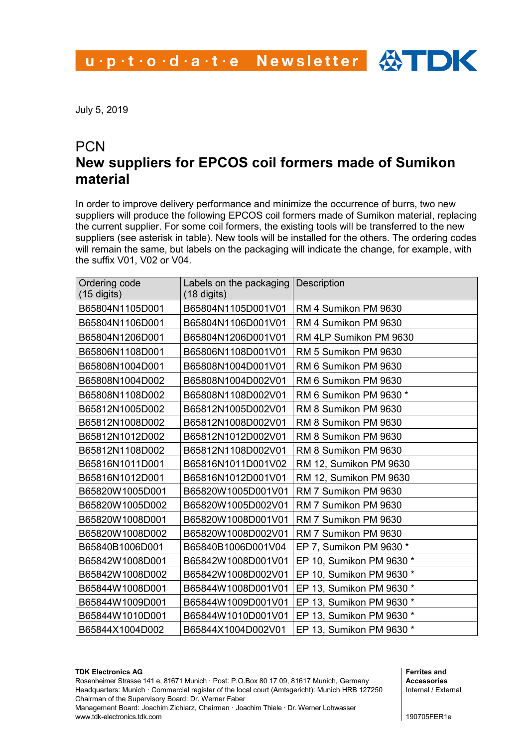u·p·t·o·d·a·t·e Newsletter

July 5, 2019

# PCN
## New suppliers for EPCOS coil formers made of Sumikon material

In order to improve delivery performance and minimize the occurrence of burrs, two new suppliers will produce the following EPCOS coil formers made of Sumikon material, replacing the current supplier. For some coil formers, the existing tools will be transferred to the new suppliers (see asterisk in table). New tools will be installed for the others. The ordering codes will remain the same, but labels on the packaging will indicate the change, for example, with the suffix V01, V02 or V04.

| Ordering code (15 digits) | Labels on the packaging (18 digits) | Description |
|---|---|---|
| B65804N1105D001 | B65804N1105D001V01 | RM 4 Sumikon PM 9630 |
| B65804N1106D001 | B65804N1106D001V01 | RM 4 Sumikon PM 9630 |
| B65804N1206D001 | B65804N1206D001V01 | RM 4LP Sumikon PM 9630 |
| B65806N1108D001 | B65806N1108D001V01 | RM 5 Sumikon PM 9630 |
| B65808N1004D001 | B65808N1004D001V01 | RM 6 Sumikon PM 9630 |
| B65808N1004D002 | B65808N1004D002V01 | RM 6 Sumikon PM 9630 |
| B65808N1108D002 | B65808N1108D002V01 | RM 6 Sumikon PM 9630 * |
| B65812N1005D002 | B65812N1005D002V01 | RM 8 Sumikon PM 9630 |
| B65812N1008D002 | B65812N1008D002V01 | RM 8 Sumikon PM 9630 |
| B65812N1012D002 | B65812N1012D002V01 | RM 8 Sumikon PM 9630 |
| B65812N1108D002 | B65812N1108D002V01 | RM 8 Sumikon PM 9630 |
| B65816N1011D001 | B65816N1011D001V02 | RM 12, Sumikon PM 9630 |
| B65816N1012D001 | B65816N1012D001V01 | RM 12, Sumikon PM 9630 |
| B65820W1005D001 | B65820W1005D001V01 | RM 7 Sumikon PM 9630 |
| B65820W1005D002 | B65820W1005D002V01 | RM 7 Sumikon PM 9630 |
| B65820W1008D001 | B65820W1008D001V01 | RM 7 Sumikon PM 9630 |
| B65820W1008D002 | B65820W1008D002V01 | RM 7 Sumikon PM 9630 |
| B65840B1006D001 | B65840B1006D001V04 | EP 7, Sumikon PM 9630 * |
| B65842W1008D001 | B65842W1008D001V01 | EP 10, Sumikon PM 9630 * |
| B65842W1008D002 | B65842W1008D002V01 | EP 10, Sumikon PM 9630 * |
| B65844W1008D001 | B65844W1008D001V01 | EP 13, Sumikon PM 9630 * |
| B65844W1009D001 | B65844W1009D001V01 | EP 13, Sumikon PM 9630 * |
| B65844W1010D001 | B65844W1010D001V01 | EP 13, Sumikon PM 9630 * |
| B65844X1004D002 | B65844X1004D002V01 | EP 13, Sumikon PM 9630 * |

**TDK Electronics AG**
Rosenheimer Strasse 141 e, 81671 Munich · Post: P.O.Box 80 17 09, 81617 Munich, Germany
Headquarters: Munich · Commercial register of the local court (Amtsgericht): Munich HRB 127250
Chairman of the Supervisory Board: Dr. Werner Faber
Management Board: Joachim Zichlarz, Chairman · Joachim Thiele · Dr. Werner Lohwasser
www.tdk-electronics.tdk.com

**Ferrites and Accessories**
Internal / External

190705FER1e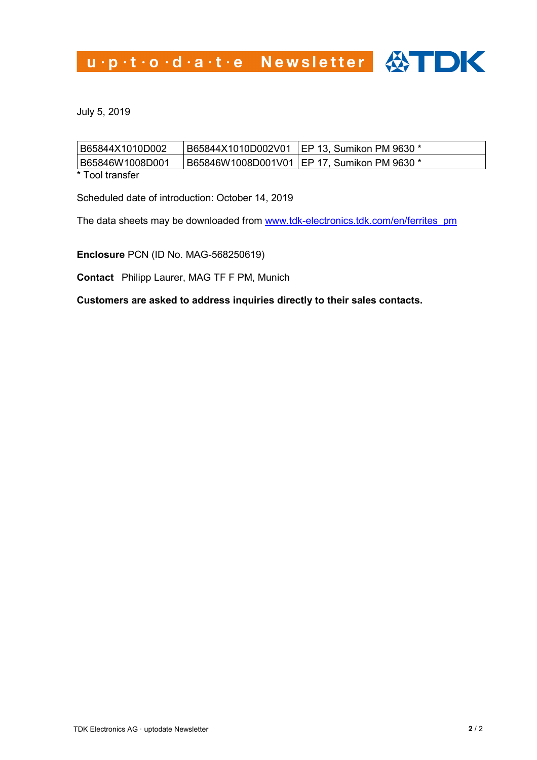July 5, 2019

| B65844X1010D002 | B65844X1010D002V01 | EP 13, Sumikon PM 9630 * |
|---|---|---|
| B65846W1008D001 | B65846W1008D001V01 | EP 17, Sumikon PM 9630 * |

* Tool transfer

Scheduled date of introduction: October 14, 2019

The data sheets may be downloaded from www.tdk-electronics.tdk.com/en/ferrites_pm

**Enclosure** PCN (ID No. MAG-568250619)

**Contact** Philipp Laurer, MAG TF F PM, Munich

**Customers are asked to address inquiries directly to their sales contacts.**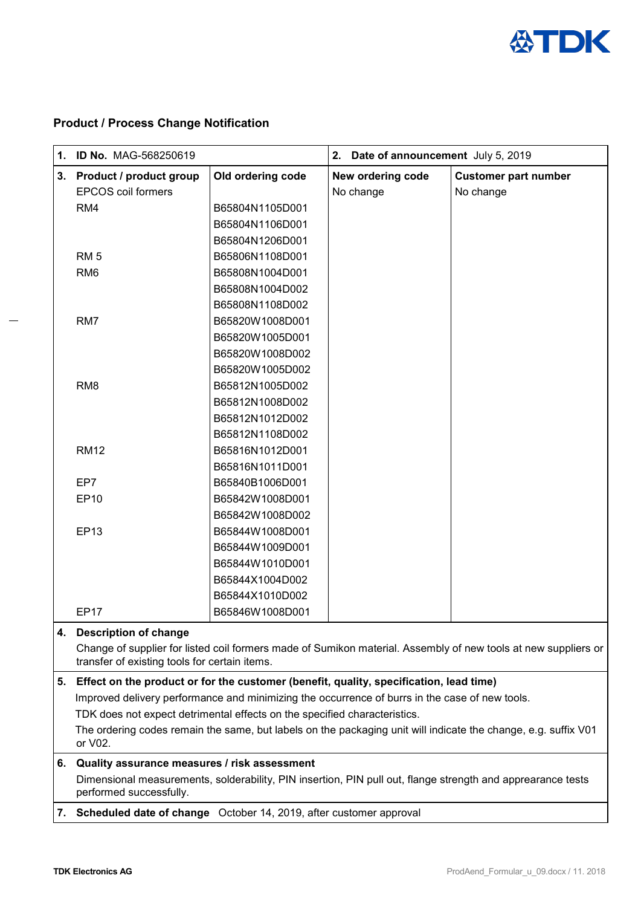## Product / Process Change Notification

| 1. **ID No.** MAG-568250619 | | 2. **Date of announcement** July 5, 2019 | |
|---|---|---|---|
| 3. **Product / product group** | **Old ordering code** | **New ordering code** | **Customer part number** |
| EPCOS coil formers | | No change | No change |
| RM4 | B65804N1105D001 | | |
| | B65804N1106D001 | | |
| | B65804N1206D001 | | |
| RM 5 | B65806N1108D001 | | |
| RM6 | B65808N1004D001 | | |
| | B65808N1004D002 | | |
| | B65808N1108D002 | | |
| RM7 | B65820W1008D001 | | |
| | B65820W1005D001 | | |
| | B65820W1008D002 | | |
| | B65820W1005D002 | | |
| RM8 | B65812N1005D002 | | |
| | B65812N1008D002 | | |
| | B65812N1012D002 | | |
| | B65812N1108D002 | | |
| RM12 | B65816N1012D001 | | |
| | B65816N1011D001 | | |
| EP7 | B65840B1006D001 | | |
| EP10 | B65842W1008D001 | | |
| | B65842W1008D002 | | |
| EP13 | B65844W1008D001 | | |
| | B65844W1009D001 | | |
| | B65844W1010D001 | | |
| | B65844X1004D002 | | |
| | B65844X1010D002 | | |
| EP17 | B65846W1008D001 | | |

**4. Description of change**

Change of supplier for listed coil formers made of Sumikon material. Assembly of new tools at new suppliers or transfer of existing tools for certain items.

**5. Effect on the product or for the customer (benefit, quality, specification, lead time)**

Improved delivery performance and minimizing the occurrence of burrs in the case of new tools.

TDK does not expect detrimental effects on the specified characteristics.

The ordering codes remain the same, but labels on the packaging unit will indicate the change, e.g. suffix V01 or V02.

**6. Quality assurance measures / risk assessment**

Dimensional measurements, solderability, PIN insertion, PIN pull out, flange strength and appearance tests performed successfully.

**7. Scheduled date of change** October 14, 2019, after customer approval

**TDK Electronics AG**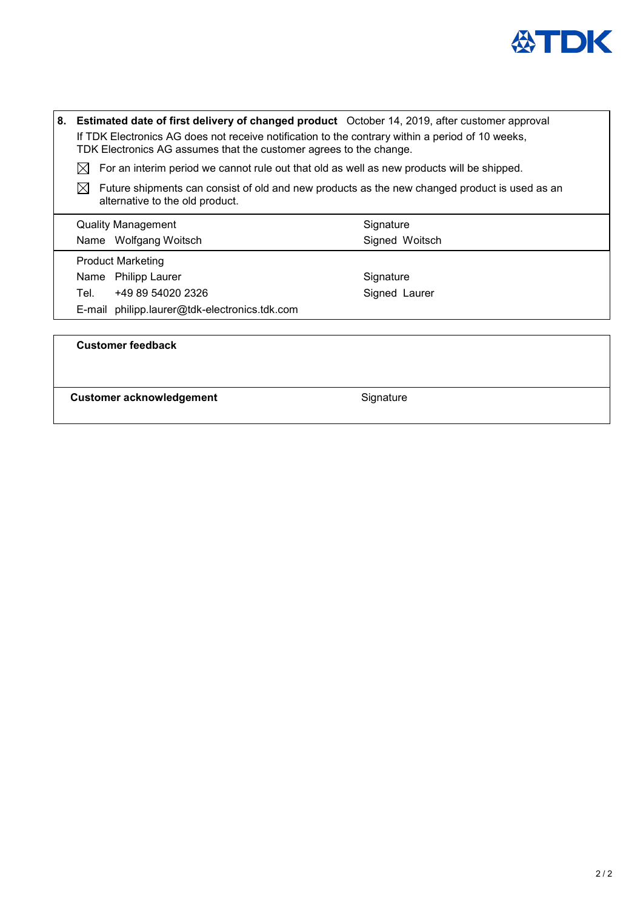**8. Estimated date of first delivery of changed product** October 14, 2019, after customer approval

If TDK Electronics AG does not receive notification to the contrary within a period of 10 weeks, TDK Electronics AG assumes that the customer agrees to the change.

☒ For an interim period we cannot rule out that old as well as new products will be shipped.

☒ Future shipments can consist of old and new products as the new changed product is used as an alternative to the old product.

| | |
|---|---|
| Quality Management | Signature |
| Name Wolfgang Woitsch | Signed Woitsch |

| | |
|---|---|
| Product Marketing | |
| Name Philipp Laurer | Signature |
| Tel. +49 89 54020 2326 | Signed Laurer |
| E-mail philipp.laurer@tdk-electronics.tdk.com | |

**Customer feedback**

| | |
|---|---|
| **Customer acknowledgement** | Signature |